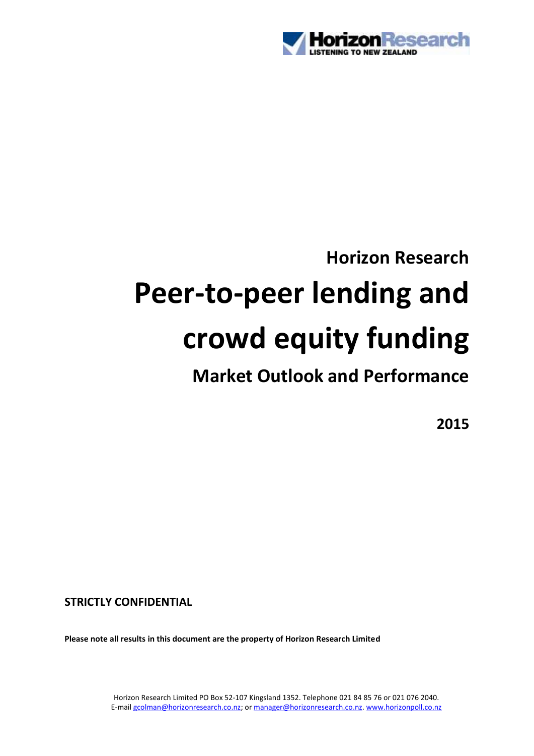Horizon Research

# Peer-to-peer lending and crowd equity funding

## Market Outlook and Performance

**2015**

**STRICTLY CONFIDENTIAL**

**Please note all results in this document are the property of Horizon Research Limited**

Horizon Research Limited PO Box 52-107 Kingsland 1352. Telephone 021 84 85 76 or 021 076 2040.
E-mail gcolman@horizonresearch.co.nz; or manager@horizonresearch.co.nz. www.horizonpoll.co.nz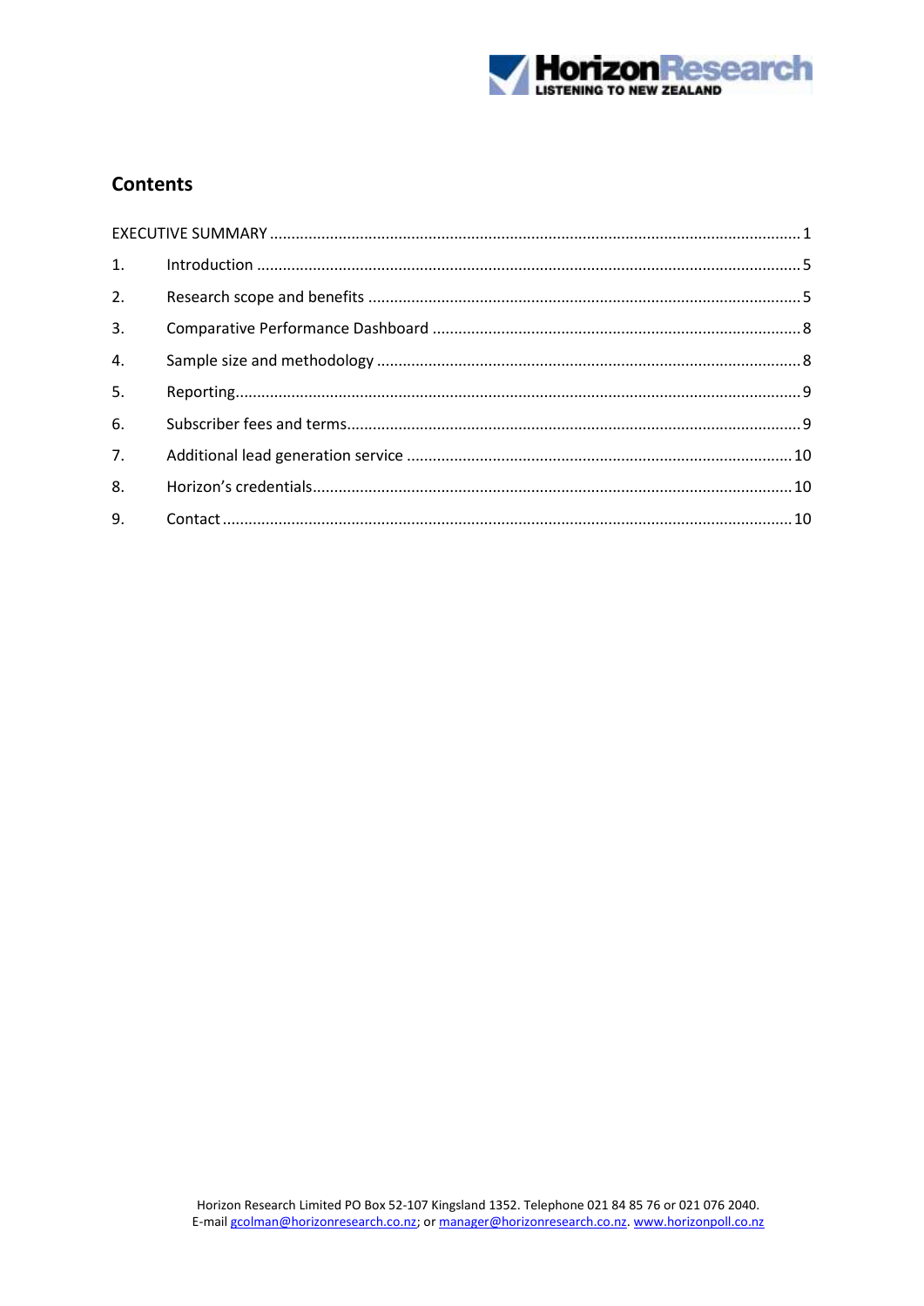## Contents

| | | |
|---|---|---|
| EXECUTIVE SUMMARY | | 1 |
| 1. | Introduction | 5 |
| 2. | Research scope and benefits | 5 |
| 3. | Comparative Performance Dashboard | 8 |
| 4. | Sample size and methodology | 8 |
| 5. | Reporting | 9 |
| 6. | Subscriber fees and terms | 9 |
| 7. | Additional lead generation service | 10 |
| 8. | Horizon's credentials | 10 |
| 9. | Contact | 10 |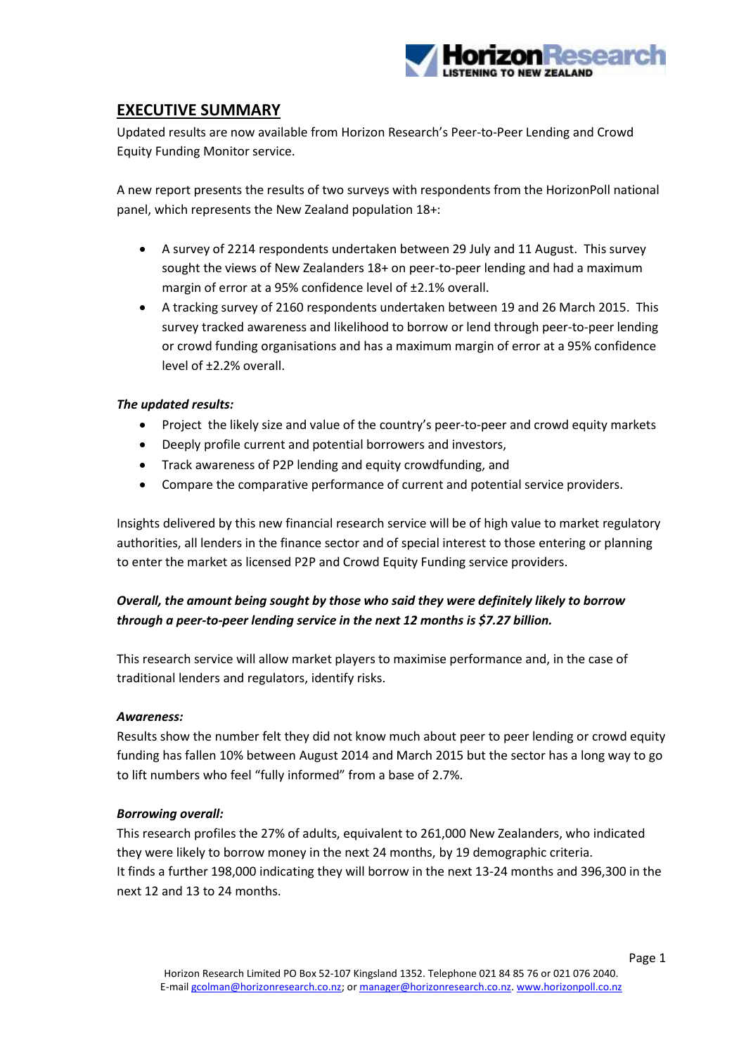## EXECUTIVE SUMMARY

Updated results are now available from Horizon Research's Peer-to-Peer Lending and Crowd Equity Funding Monitor service.

A new report presents the results of two surveys with respondents from the HorizonPoll national panel, which represents the New Zealand population 18+:

- A survey of 2214 respondents undertaken between 29 July and 11 August. This survey sought the views of New Zealanders 18+ on peer-to-peer lending and had a maximum margin of error at a 95% confidence level of ±2.1% overall.
- A tracking survey of 2160 respondents undertaken between 19 and 26 March 2015. This survey tracked awareness and likelihood to borrow or lend through peer-to-peer lending or crowd funding organisations and has a maximum margin of error at a 95% confidence level of ±2.2% overall.

***The updated results:***

- Project the likely size and value of the country's peer-to-peer and crowd equity markets
- Deeply profile current and potential borrowers and investors,
- Track awareness of P2P lending and equity crowdfunding, and
- Compare the comparative performance of current and potential service providers.

Insights delivered by this new financial research service will be of high value to market regulatory authorities, all lenders in the finance sector and of special interest to those entering or planning to enter the market as licensed P2P and Crowd Equity Funding service providers.

***Overall, the amount being sought by those who said they were definitely likely to borrow through a peer-to-peer lending service in the next 12 months is $7.27 billion.***

This research service will allow market players to maximise performance and, in the case of traditional lenders and regulators, identify risks.

***Awareness:***

Results show the number felt they did not know much about peer to peer lending or crowd equity funding has fallen 10% between August 2014 and March 2015 but the sector has a long way to go to lift numbers who feel "fully informed" from a base of 2.7%.

***Borrowing overall:***

This research profiles the 27% of adults, equivalent to 261,000 New Zealanders, who indicated they were likely to borrow money in the next 24 months, by 19 demographic criteria.
It finds a further 198,000 indicating they will borrow in the next 13-24 months and 396,300 in the next 12 and 13 to 24 months.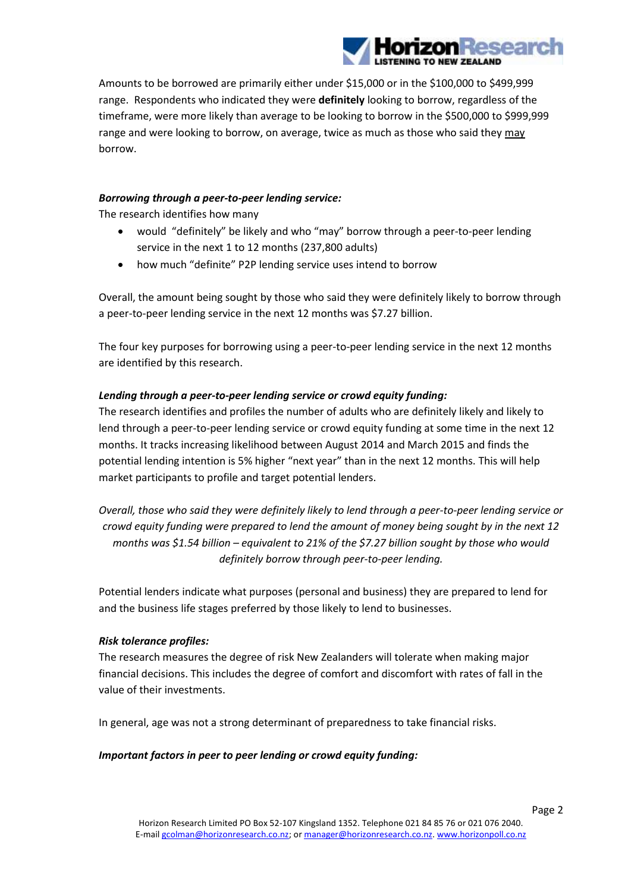Amounts to be borrowed are primarily either under $15,000 or in the $100,000 to $499,999 range. Respondents who indicated they were **definitely** looking to borrow, regardless of the timeframe, were more likely than average to be looking to borrow in the $500,000 to $999,999 range and were looking to borrow, on average, twice as much as those who said they may borrow.

***Borrowing through a peer-to-peer lending service:***

The research identifies how many

- would "definitely" be likely and who "may" borrow through a peer-to-peer lending service in the next 1 to 12 months (237,800 adults)
- how much "definite" P2P lending service uses intend to borrow

Overall, the amount being sought by those who said they were definitely likely to borrow through a peer-to-peer lending service in the next 12 months was $7.27 billion.

The four key purposes for borrowing using a peer-to-peer lending service in the next 12 months are identified by this research.

***Lending through a peer-to-peer lending service or crowd equity funding:***

The research identifies and profiles the number of adults who are definitely likely and likely to lend through a peer-to-peer lending service or crowd equity funding at some time in the next 12 months. It tracks increasing likelihood between August 2014 and March 2015 and finds the potential lending intention is 5% higher "next year" than in the next 12 months. This will help market participants to profile and target potential lenders.

*Overall, those who said they were definitely likely to lend through a peer-to-peer lending service or crowd equity funding were prepared to lend the amount of money being sought by in the next 12 months was $1.54 billion – equivalent to 21% of the $7.27 billion sought by those who would definitely borrow through peer-to-peer lending.*

Potential lenders indicate what purposes (personal and business) they are prepared to lend for and the business life stages preferred by those likely to lend to businesses.

***Risk tolerance profiles:***

The research measures the degree of risk New Zealanders will tolerate when making major financial decisions. This includes the degree of comfort and discomfort with rates of fall in the value of their investments.

In general, age was not a strong determinant of preparedness to take financial risks.

***Important factors in peer to peer lending or crowd equity funding:***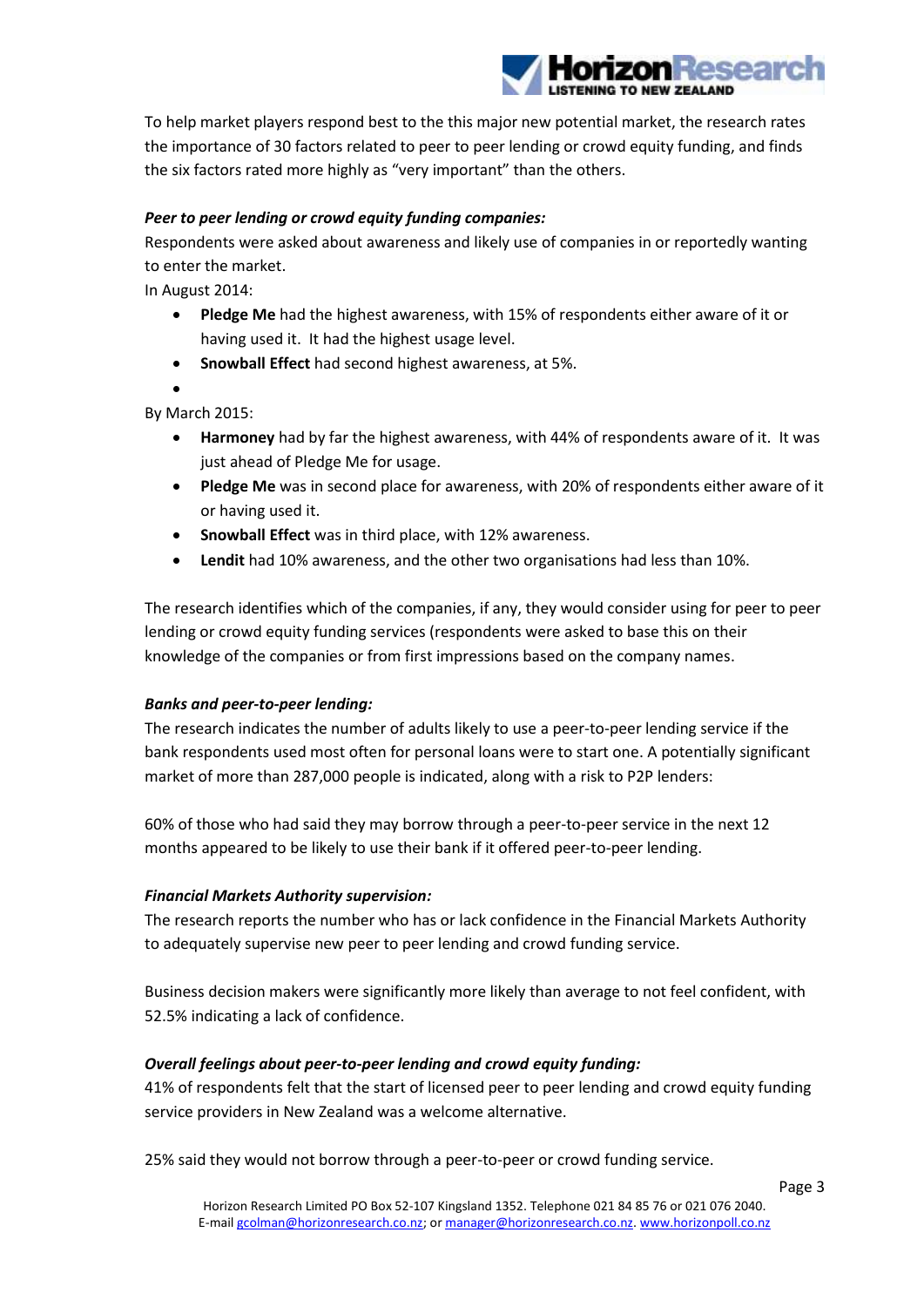To help market players respond best to the this major new potential market, the research rates the importance of 30 factors related to peer to peer lending or crowd equity funding, and finds the six factors rated more highly as "very important" than the others.

***Peer to peer lending or crowd equity funding companies:***

Respondents were asked about awareness and likely use of companies in or reportedly wanting to enter the market.

In August 2014:

- **Pledge Me** had the highest awareness, with 15% of respondents either aware of it or having used it. It had the highest usage level.
- **Snowball Effect** had second highest awareness, at 5%.

By March 2015:

- **Harmoney** had by far the highest awareness, with 44% of respondents aware of it. It was just ahead of Pledge Me for usage.
- **Pledge Me** was in second place for awareness, with 20% of respondents either aware of it or having used it.
- **Snowball Effect** was in third place, with 12% awareness.
- **Lendit** had 10% awareness, and the other two organisations had less than 10%.

The research identifies which of the companies, if any, they would consider using for peer to peer lending or crowd equity funding services (respondents were asked to base this on their knowledge of the companies or from first impressions based on the company names.

***Banks and peer-to-peer lending:***

The research indicates the number of adults likely to use a peer-to-peer lending service if the bank respondents used most often for personal loans were to start one. A potentially significant market of more than 287,000 people is indicated, along with a risk to P2P lenders:

60% of those who had said they may borrow through a peer-to-peer service in the next 12 months appeared to be likely to use their bank if it offered peer-to-peer lending.

***Financial Markets Authority supervision:***

The research reports the number who has or lack confidence in the Financial Markets Authority to adequately supervise new peer to peer lending and crowd funding service.

Business decision makers were significantly more likely than average to not feel confident, with 52.5% indicating a lack of confidence.

***Overall feelings about peer-to-peer lending and crowd equity funding:***

41% of respondents felt that the start of licensed peer to peer lending and crowd equity funding service providers in New Zealand was a welcome alternative.

25% said they would not borrow through a peer-to-peer or crowd funding service.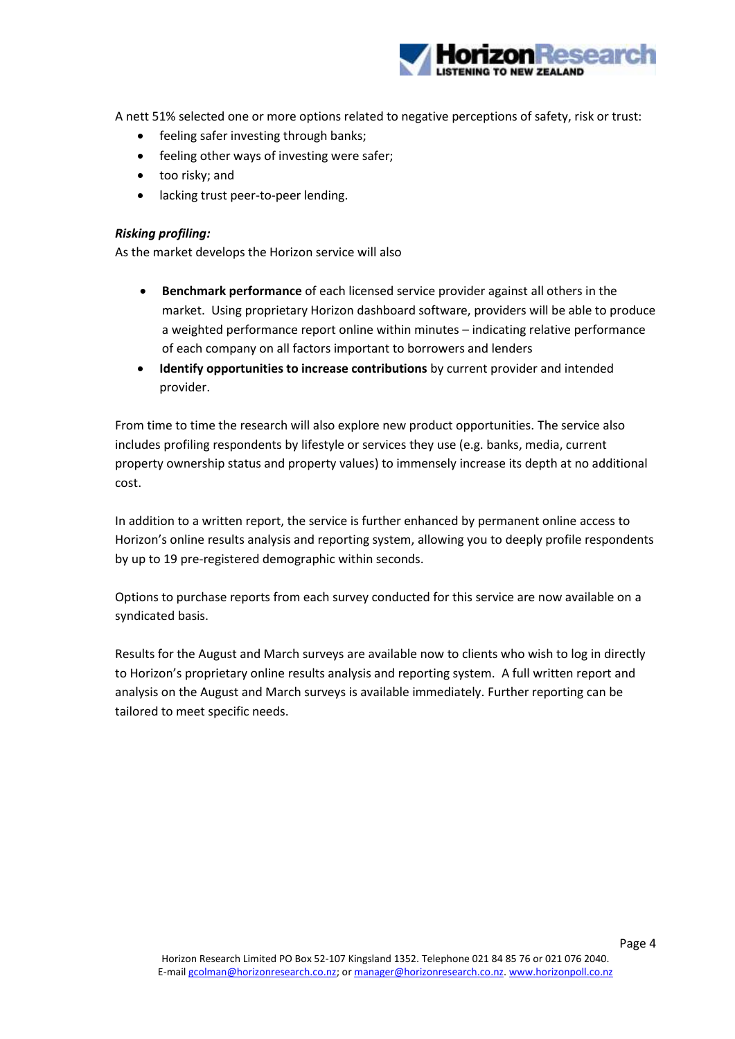A nett 51% selected one or more options related to negative perceptions of safety, risk or trust:

- feeling safer investing through banks;
- feeling other ways of investing were safer;
- too risky; and
- lacking trust peer-to-peer lending.

***Risking profiling:***

As the market develops the Horizon service will also

- **Benchmark performance** of each licensed service provider against all others in the market. Using proprietary Horizon dashboard software, providers will be able to produce a weighted performance report online within minutes – indicating relative performance of each company on all factors important to borrowers and lenders
- **Identify opportunities to increase contributions** by current provider and intended provider.

From time to time the research will also explore new product opportunities. The service also includes profiling respondents by lifestyle or services they use (e.g. banks, media, current property ownership status and property values) to immensely increase its depth at no additional cost.

In addition to a written report, the service is further enhanced by permanent online access to Horizon's online results analysis and reporting system, allowing you to deeply profile respondents by up to 19 pre-registered demographic within seconds.

Options to purchase reports from each survey conducted for this service are now available on a syndicated basis.

Results for the August and March surveys are available now to clients who wish to log in directly to Horizon's proprietary online results analysis and reporting system. A full written report and analysis on the August and March surveys is available immediately. Further reporting can be tailored to meet specific needs.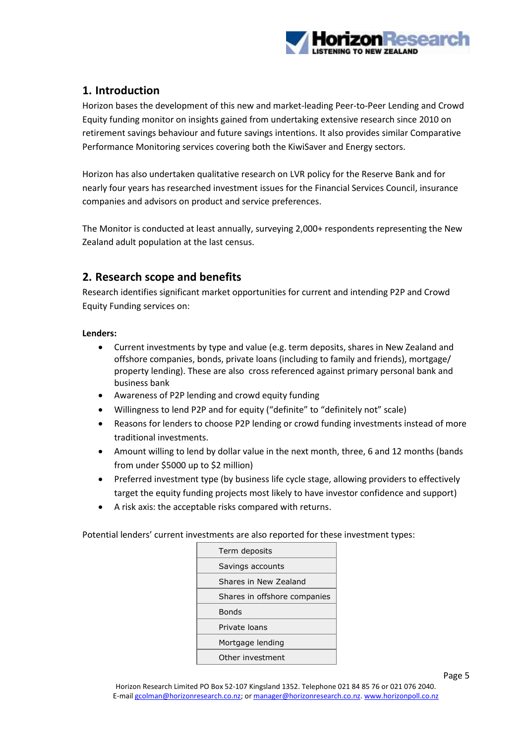## 1. Introduction

Horizon bases the development of this new and market-leading Peer-to-Peer Lending and Crowd Equity funding monitor on insights gained from undertaking extensive research since 2010 on retirement savings behaviour and future savings intentions. It also provides similar Comparative Performance Monitoring services covering both the KiwiSaver and Energy sectors.

Horizon has also undertaken qualitative research on LVR policy for the Reserve Bank and for nearly four years has researched investment issues for the Financial Services Council, insurance companies and advisors on product and service preferences.

The Monitor is conducted at least annually, surveying 2,000+ respondents representing the New Zealand adult population at the last census.

## 2. Research scope and benefits

Research identifies significant market opportunities for current and intending P2P and Crowd Equity Funding services on:

**Lenders:**

- Current investments by type and value (e.g. term deposits, shares in New Zealand and offshore companies, bonds, private loans (including to family and friends), mortgage/ property lending). These are also cross referenced against primary personal bank and business bank
- Awareness of P2P lending and crowd equity funding
- Willingness to lend P2P and for equity ("definite" to "definitely not" scale)
- Reasons for lenders to choose P2P lending or crowd funding investments instead of more traditional investments.
- Amount willing to lend by dollar value in the next month, three, 6 and 12 months (bands from under $5000 up to $2 million)
- Preferred investment type (by business life cycle stage, allowing providers to effectively target the equity funding projects most likely to have investor confidence and support)
- A risk axis: the acceptable risks compared with returns.

Potential lenders' current investments are also reported for these investment types:

| |
|---|
| Term deposits |
| Savings accounts |
| Shares in New Zealand |
| Shares in offshore companies |
| Bonds |
| Private loans |
| Mortgage lending |
| Other investment |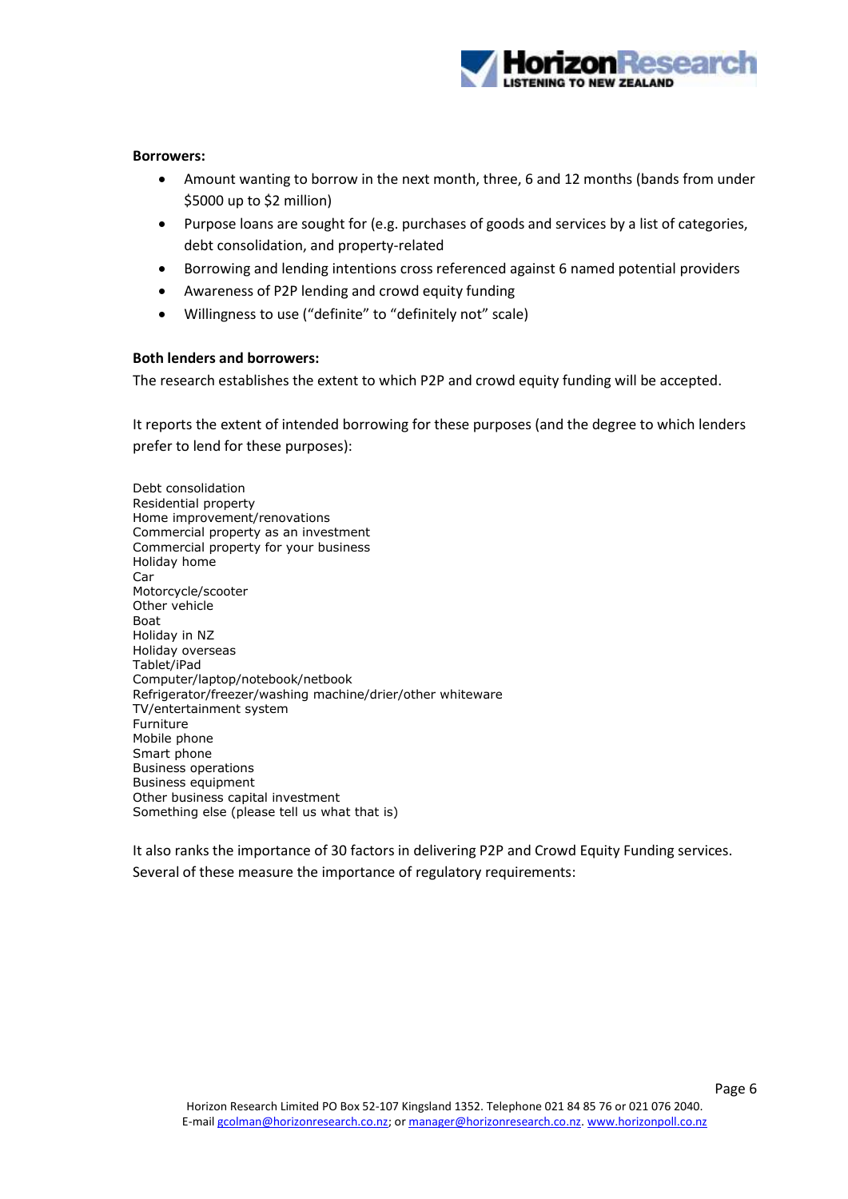**Borrowers:**

- Amount wanting to borrow in the next month, three, 6 and 12 months (bands from under $5000 up to $2 million)
- Purpose loans are sought for (e.g. purchases of goods and services by a list of categories, debt consolidation, and property-related
- Borrowing and lending intentions cross referenced against 6 named potential providers
- Awareness of P2P lending and crowd equity funding
- Willingness to use ("definite" to "definitely not" scale)

**Both lenders and borrowers:**

The research establishes the extent to which P2P and crowd equity funding will be accepted.

It reports the extent of intended borrowing for these purposes (and the degree to which lenders prefer to lend for these purposes):

Debt consolidation
Residential property
Home improvement/renovations
Commercial property as an investment
Commercial property for your business
Holiday home
Car
Motorcycle/scooter
Other vehicle
Boat
Holiday in NZ
Holiday overseas
Tablet/iPad
Computer/laptop/notebook/netbook
Refrigerator/freezer/washing machine/drier/other whiteware
TV/entertainment system
Furniture
Mobile phone
Smart phone
Business operations
Business equipment
Other business capital investment
Something else (please tell us what that is)

It also ranks the importance of 30 factors in delivering P2P and Crowd Equity Funding services. Several of these measure the importance of regulatory requirements: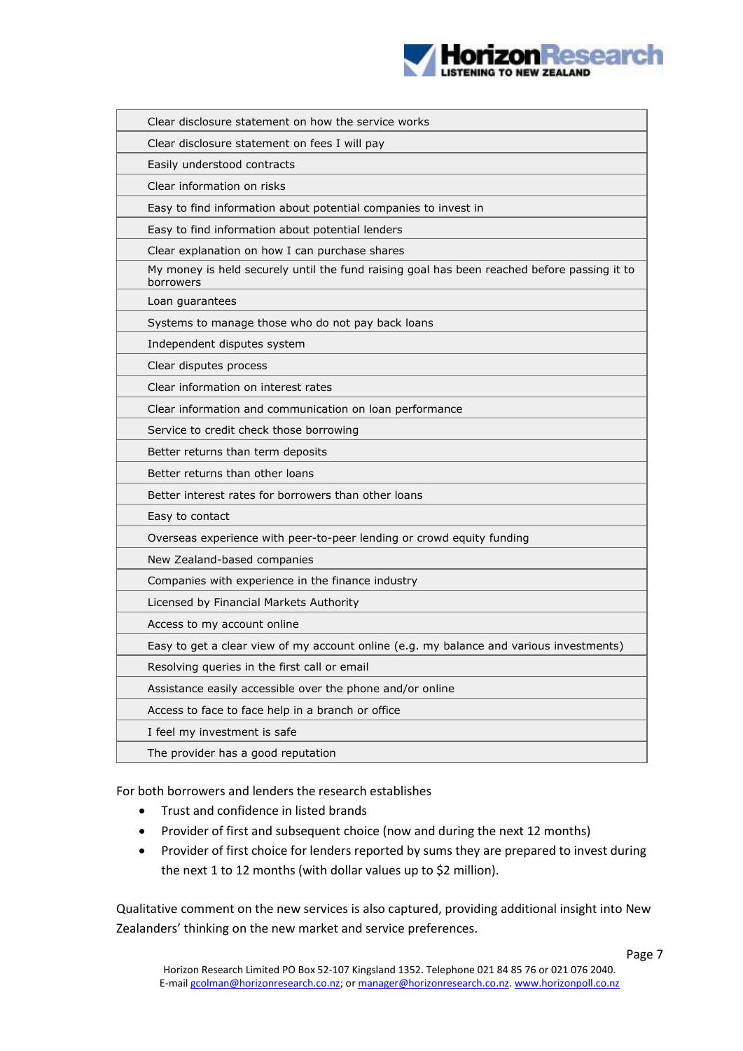| Clear disclosure statement on how the service works |
|---|
| Clear disclosure statement on fees I will pay |
| Easily understood contracts |
| Clear information on risks |
| Easy to find information about potential companies to invest in |
| Easy to find information about potential lenders |
| Clear explanation on how I can purchase shares |
| My money is held securely until the fund raising goal has been reached before passing it to borrowers |
| Loan guarantees |
| Systems to manage those who do not pay back loans |
| Independent disputes system |
| Clear disputes process |
| Clear information on interest rates |
| Clear information and communication on loan performance |
| Service to credit check those borrowing |
| Better returns than term deposits |
| Better returns than other loans |
| Better interest rates for borrowers than other loans |
| Easy to contact |
| Overseas experience with peer-to-peer lending or crowd equity funding |
| New Zealand-based companies |
| Companies with experience in the finance industry |
| Licensed by Financial Markets Authority |
| Access to my account online |
| Easy to get a clear view of my account online (e.g. my balance and various investments) |
| Resolving queries in the first call or email |
| Assistance easily accessible over the phone and/or online |
| Access to face to face help in a branch or office |
| I feel my investment is safe |
| The provider has a good reputation |

For both borrowers and lenders the research establishes

- Trust and confidence in listed brands
- Provider of first and subsequent choice (now and during the next 12 months)
- Provider of first choice for lenders reported by sums they are prepared to invest during the next 1 to 12 months (with dollar values up to $2 million).

Qualitative comment on the new services is also captured, providing additional insight into New Zealanders' thinking on the new market and service preferences.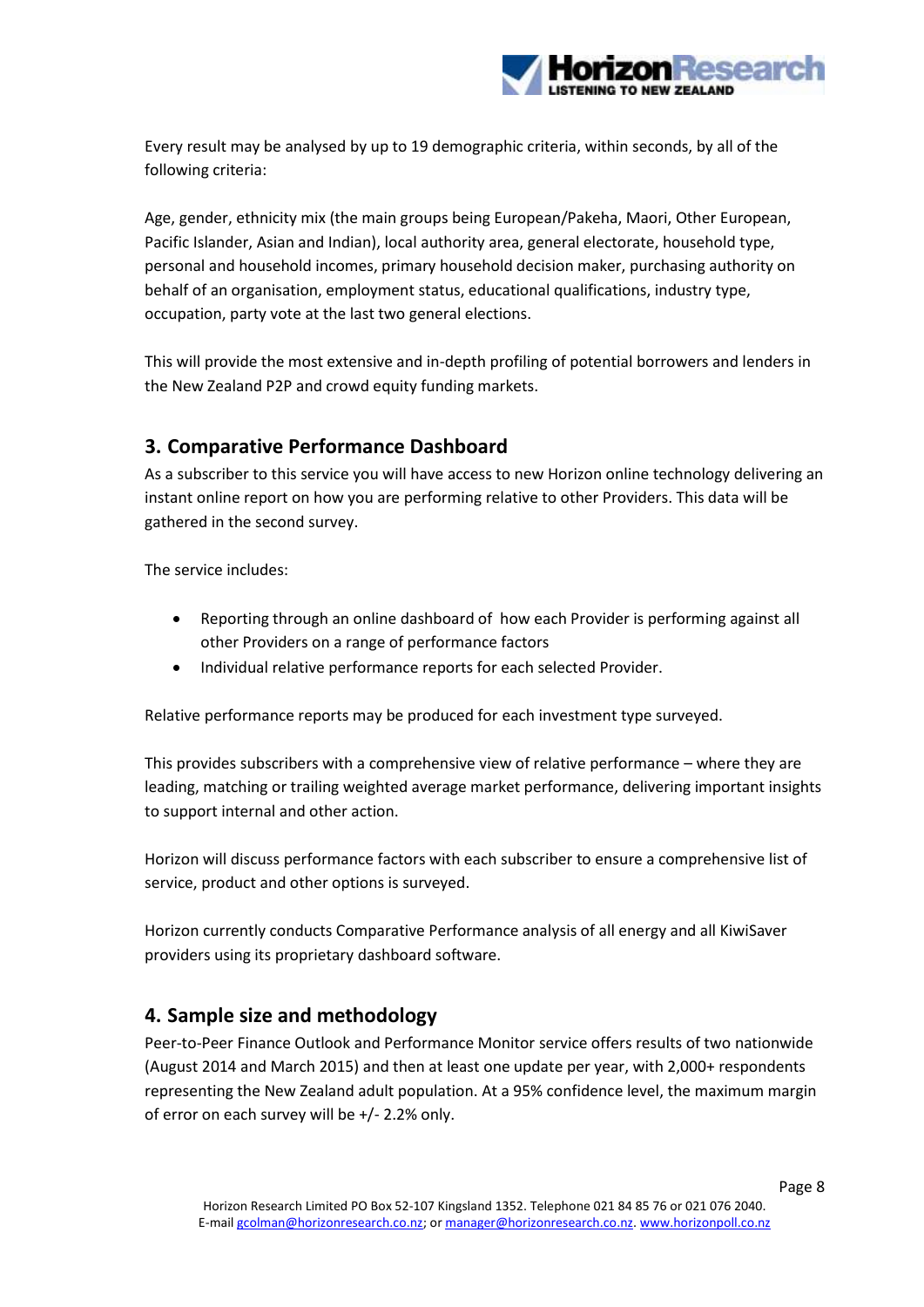Every result may be analysed by up to 19 demographic criteria, within seconds, by all of the following criteria:

Age, gender, ethnicity mix (the main groups being European/Pakeha, Maori, Other European, Pacific Islander, Asian and Indian), local authority area, general electorate, household type, personal and household incomes, primary household decision maker, purchasing authority on behalf of an organisation, employment status, educational qualifications, industry type, occupation, party vote at the last two general elections.

This will provide the most extensive and in-depth profiling of potential borrowers and lenders in the New Zealand P2P and crowd equity funding markets.

## 3. Comparative Performance Dashboard

As a subscriber to this service you will have access to new Horizon online technology delivering an instant online report on how you are performing relative to other Providers. This data will be gathered in the second survey.

The service includes:

- Reporting through an online dashboard of how each Provider is performing against all other Providers on a range of performance factors
- Individual relative performance reports for each selected Provider.

Relative performance reports may be produced for each investment type surveyed.

This provides subscribers with a comprehensive view of relative performance – where they are leading, matching or trailing weighted average market performance, delivering important insights to support internal and other action.

Horizon will discuss performance factors with each subscriber to ensure a comprehensive list of service, product and other options is surveyed.

Horizon currently conducts Comparative Performance analysis of all energy and all KiwiSaver providers using its proprietary dashboard software.

## 4. Sample size and methodology

Peer-to-Peer Finance Outlook and Performance Monitor service offers results of two nationwide (August 2014 and March 2015) and then at least one update per year, with 2,000+ respondents representing the New Zealand adult population. At a 95% confidence level, the maximum margin of error on each survey will be +/- 2.2% only.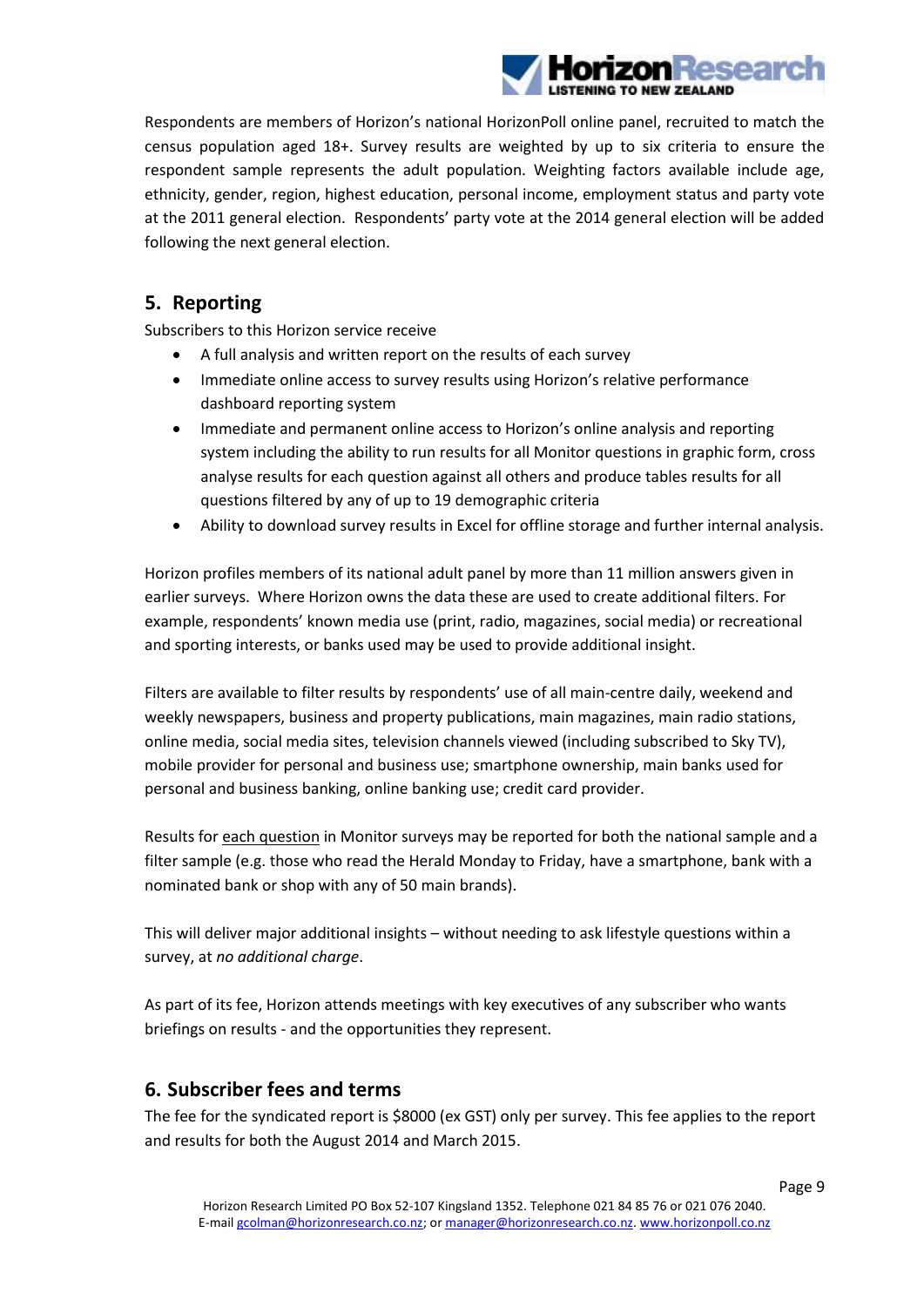Respondents are members of Horizon's national HorizonPoll online panel, recruited to match the census population aged 18+. Survey results are weighted by up to six criteria to ensure the respondent sample represents the adult population. Weighting factors available include age, ethnicity, gender, region, highest education, personal income, employment status and party vote at the 2011 general election. Respondents' party vote at the 2014 general election will be added following the next general election.

## 5. Reporting

Subscribers to this Horizon service receive

- A full analysis and written report on the results of each survey
- Immediate online access to survey results using Horizon's relative performance dashboard reporting system
- Immediate and permanent online access to Horizon's online analysis and reporting system including the ability to run results for all Monitor questions in graphic form, cross analyse results for each question against all others and produce tables results for all questions filtered by any of up to 19 demographic criteria
- Ability to download survey results in Excel for offline storage and further internal analysis.

Horizon profiles members of its national adult panel by more than 11 million answers given in earlier surveys. Where Horizon owns the data these are used to create additional filters. For example, respondents' known media use (print, radio, magazines, social media) or recreational and sporting interests, or banks used may be used to provide additional insight.

Filters are available to filter results by respondents' use of all main-centre daily, weekend and weekly newspapers, business and property publications, main magazines, main radio stations, online media, social media sites, television channels viewed (including subscribed to Sky TV), mobile provider for personal and business use; smartphone ownership, main banks used for personal and business banking, online banking use; credit card provider.

Results for each question in Monitor surveys may be reported for both the national sample and a filter sample (e.g. those who read the Herald Monday to Friday, have a smartphone, bank with a nominated bank or shop with any of 50 main brands).

This will deliver major additional insights – without needing to ask lifestyle questions within a survey, at *no additional charge*.

As part of its fee, Horizon attends meetings with key executives of any subscriber who wants briefings on results - and the opportunities they represent.

## 6. Subscriber fees and terms

The fee for the syndicated report is $8000 (ex GST) only per survey. This fee applies to the report and results for both the August 2014 and March 2015.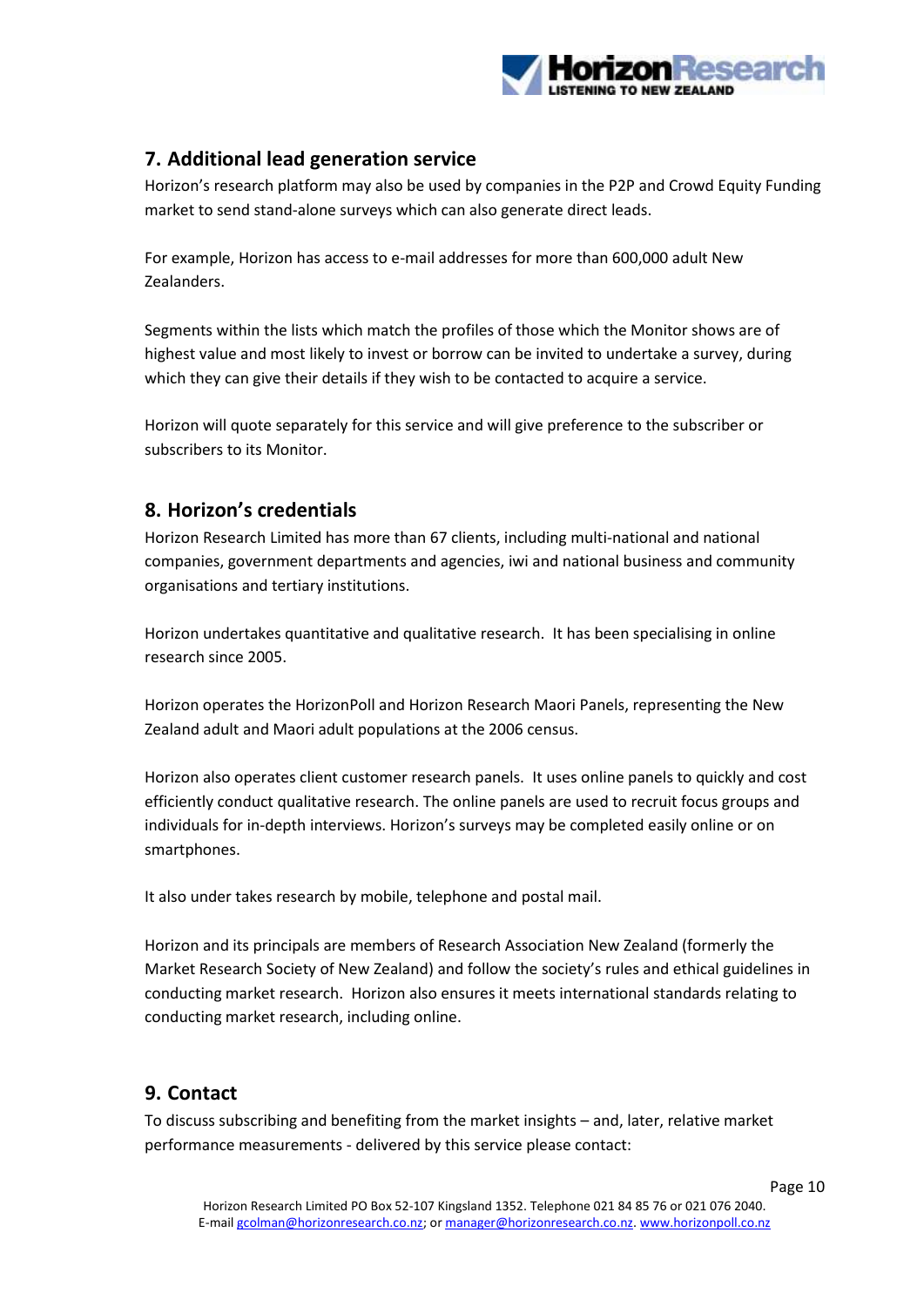## 7. Additional lead generation service

Horizon's research platform may also be used by companies in the P2P and Crowd Equity Funding market to send stand-alone surveys which can also generate direct leads.

For example, Horizon has access to e-mail addresses for more than 600,000 adult New Zealanders.

Segments within the lists which match the profiles of those which the Monitor shows are of highest value and most likely to invest or borrow can be invited to undertake a survey, during which they can give their details if they wish to be contacted to acquire a service.

Horizon will quote separately for this service and will give preference to the subscriber or subscribers to its Monitor.

## 8. Horizon's credentials

Horizon Research Limited has more than 67 clients, including multi-national and national companies, government departments and agencies, iwi and national business and community organisations and tertiary institutions.

Horizon undertakes quantitative and qualitative research. It has been specialising in online research since 2005.

Horizon operates the HorizonPoll and Horizon Research Maori Panels, representing the New Zealand adult and Maori adult populations at the 2006 census.

Horizon also operates client customer research panels. It uses online panels to quickly and cost efficiently conduct qualitative research. The online panels are used to recruit focus groups and individuals for in-depth interviews. Horizon's surveys may be completed easily online or on smartphones.

It also under takes research by mobile, telephone and postal mail.

Horizon and its principals are members of Research Association New Zealand (formerly the Market Research Society of New Zealand) and follow the society's rules and ethical guidelines in conducting market research. Horizon also ensures it meets international standards relating to conducting market research, including online.

## 9. Contact

To discuss subscribing and benefiting from the market insights – and, later, relative market performance measurements - delivered by this service please contact: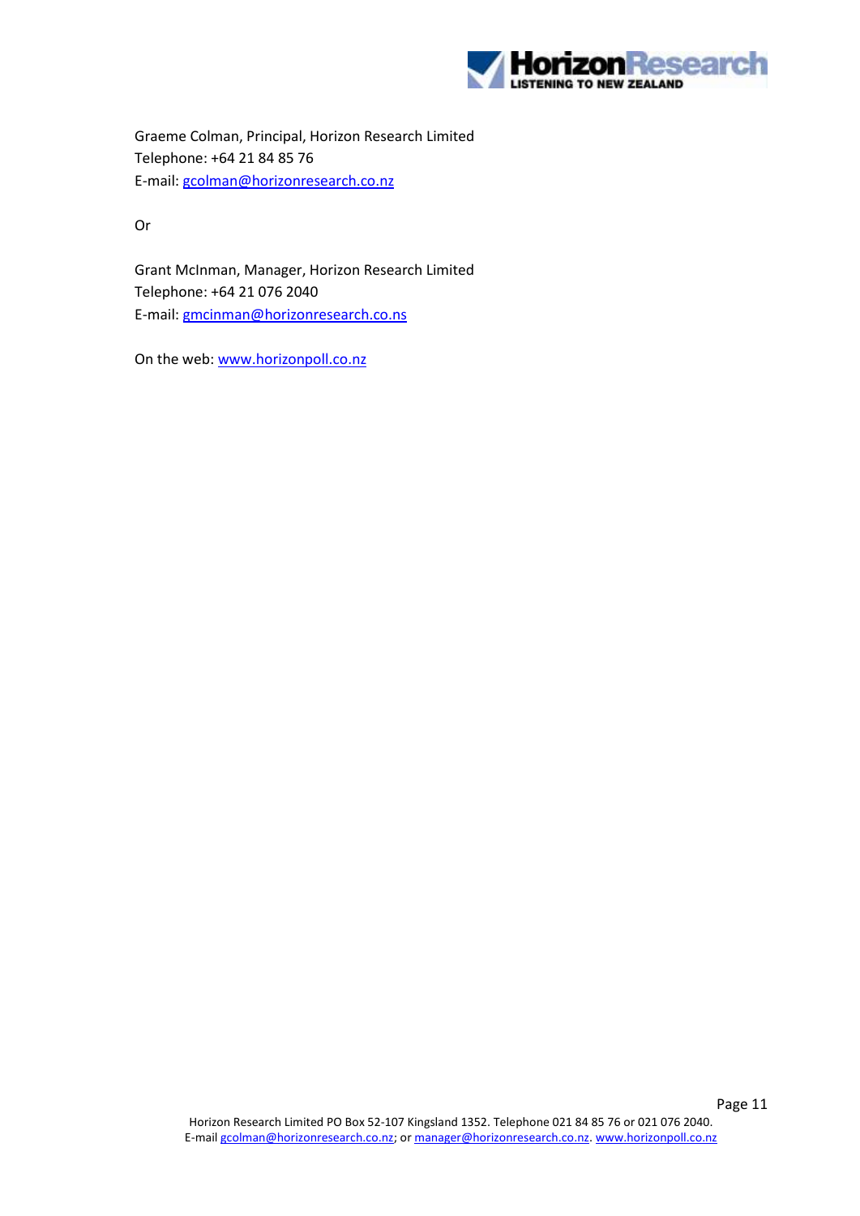Graeme Colman, Principal, Horizon Research Limited
Telephone: +64 21 84 85 76
E-mail: gcolman@horizonresearch.co.nz

Or

Grant McInman, Manager, Horizon Research Limited
Telephone: +64 21 076 2040
E-mail: gmcinman@horizonresearch.co.ns

On the web: www.horizonpoll.co.nz